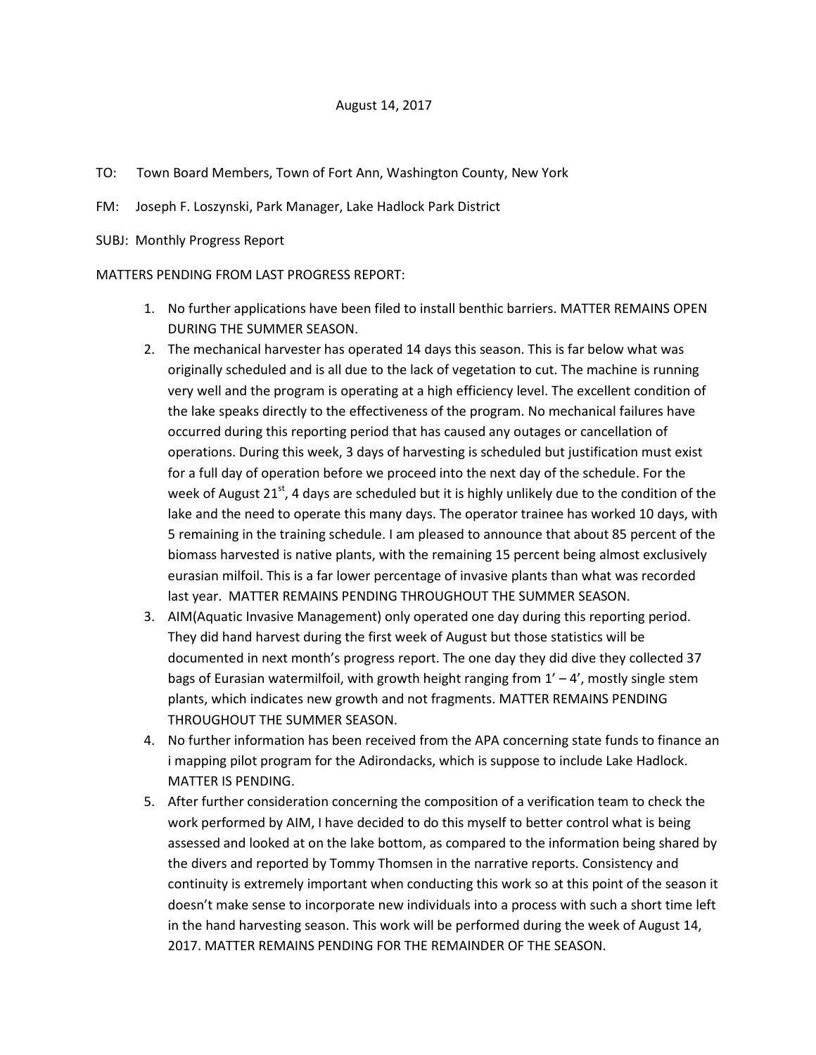August 14, 2017

TO: Town Board Members, Town of Fort Ann, Washington County, New York

FM: Joseph F. Loszynski, Park Manager, Lake Hadlock Park District

SUBJ: Monthly Progress Report

MATTERS PENDING FROM LAST PROGRESS REPORT:

1. No further applications have been filed to install benthic barriers. MATTER REMAINS OPEN DURING THE SUMMER SEASON.
2. The mechanical harvester has operated 14 days this season. This is far below what was originally scheduled and is all due to the lack of vegetation to cut. The machine is running very well and the program is operating at a high efficiency level. The excellent condition of the lake speaks directly to the effectiveness of the program. No mechanical failures have occurred during this reporting period that has caused any outages or cancellation of operations. During this week, 3 days of harvesting is scheduled but justification must exist for a full day of operation before we proceed into the next day of the schedule. For the week of August 21st, 4 days are scheduled but it is highly unlikely due to the condition of the lake and the need to operate this many days. The operator trainee has worked 10 days, with 5 remaining in the training schedule. I am pleased to announce that about 85 percent of the biomass harvested is native plants, with the remaining 15 percent being almost exclusively eurasian milfoil. This is a far lower percentage of invasive plants than what was recorded last year. MATTER REMAINS PENDING THROUGHOUT THE SUMMER SEASON.
3. AIM(Aquatic Invasive Management) only operated one day during this reporting period. They did hand harvest during the first week of August but those statistics will be documented in next month's progress report. The one day they did dive they collected 37 bags of Eurasian watermilfoil, with growth height ranging from 1' – 4', mostly single stem plants, which indicates new growth and not fragments. MATTER REMAINS PENDING THROUGHOUT THE SUMMER SEASON.
4. No further information has been received from the APA concerning state funds to finance an i mapping pilot program for the Adirondacks, which is suppose to include Lake Hadlock. MATTER IS PENDING.
5. After further consideration concerning the composition of a verification team to check the work performed by AIM, I have decided to do this myself to better control what is being assessed and looked at on the lake bottom, as compared to the information being shared by the divers and reported by Tommy Thomsen in the narrative reports. Consistency and continuity is extremely important when conducting this work so at this point of the season it doesn't make sense to incorporate new individuals into a process with such a short time left in the hand harvesting season. This work will be performed during the week of August 14, 2017. MATTER REMAINS PENDING FOR THE REMAINDER OF THE SEASON.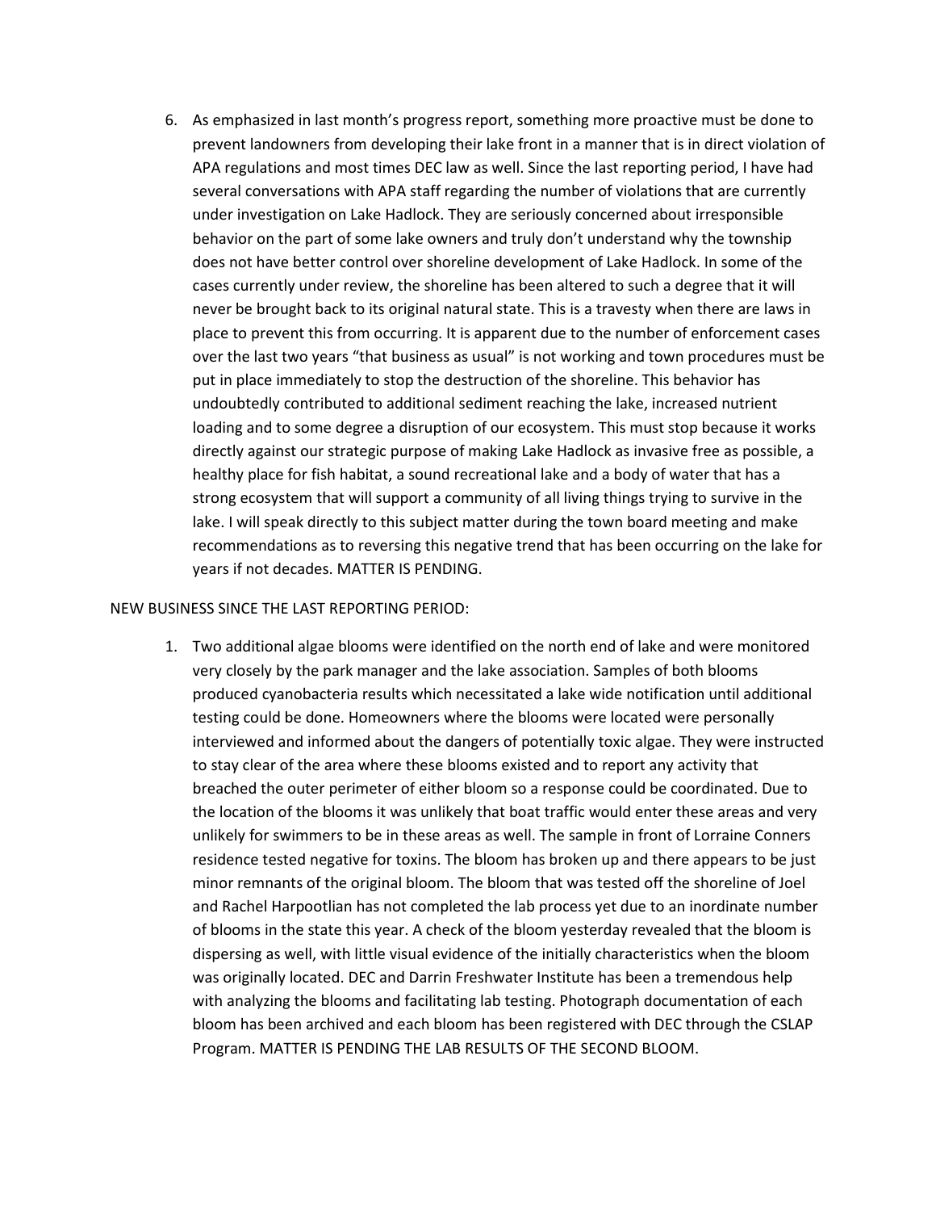6. As emphasized in last month's progress report, something more proactive must be done to prevent landowners from developing their lake front in a manner that is in direct violation of APA regulations and most times DEC law as well. Since the last reporting period, I have had several conversations with APA staff regarding the number of violations that are currently under investigation on Lake Hadlock. They are seriously concerned about irresponsible behavior on the part of some lake owners and truly don't understand why the township does not have better control over shoreline development of Lake Hadlock. In some of the cases currently under review, the shoreline has been altered to such a degree that it will never be brought back to its original natural state. This is a travesty when there are laws in place to prevent this from occurring. It is apparent due to the number of enforcement cases over the last two years "that business as usual" is not working and town procedures must be put in place immediately to stop the destruction of the shoreline. This behavior has undoubtedly contributed to additional sediment reaching the lake, increased nutrient loading and to some degree a disruption of our ecosystem. This must stop because it works directly against our strategic purpose of making Lake Hadlock as invasive free as possible, a healthy place for fish habitat, a sound recreational lake and a body of water that has a strong ecosystem that will support a community of all living things trying to survive in the lake. I will speak directly to this subject matter during the town board meeting and make recommendations as to reversing this negative trend that has been occurring on the lake for years if not decades. MATTER IS PENDING.

NEW BUSINESS SINCE THE LAST REPORTING PERIOD:

1. Two additional algae blooms were identified on the north end of lake and were monitored very closely by the park manager and the lake association. Samples of both blooms produced cyanobacteria results which necessitated a lake wide notification until additional testing could be done. Homeowners where the blooms were located were personally interviewed and informed about the dangers of potentially toxic algae. They were instructed to stay clear of the area where these blooms existed and to report any activity that breached the outer perimeter of either bloom so a response could be coordinated. Due to the location of the blooms it was unlikely that boat traffic would enter these areas and very unlikely for swimmers to be in these areas as well. The sample in front of Lorraine Conners residence tested negative for toxins. The bloom has broken up and there appears to be just minor remnants of the original bloom. The bloom that was tested off the shoreline of Joel and Rachel Harpootlian has not completed the lab process yet due to an inordinate number of blooms in the state this year. A check of the bloom yesterday revealed that the bloom is dispersing as well, with little visual evidence of the initially characteristics when the bloom was originally located. DEC and Darrin Freshwater Institute has been a tremendous help with analyzing the blooms and facilitating lab testing. Photograph documentation of each bloom has been archived and each bloom has been registered with DEC through the CSLAP Program. MATTER IS PENDING THE LAB RESULTS OF THE SECOND BLOOM.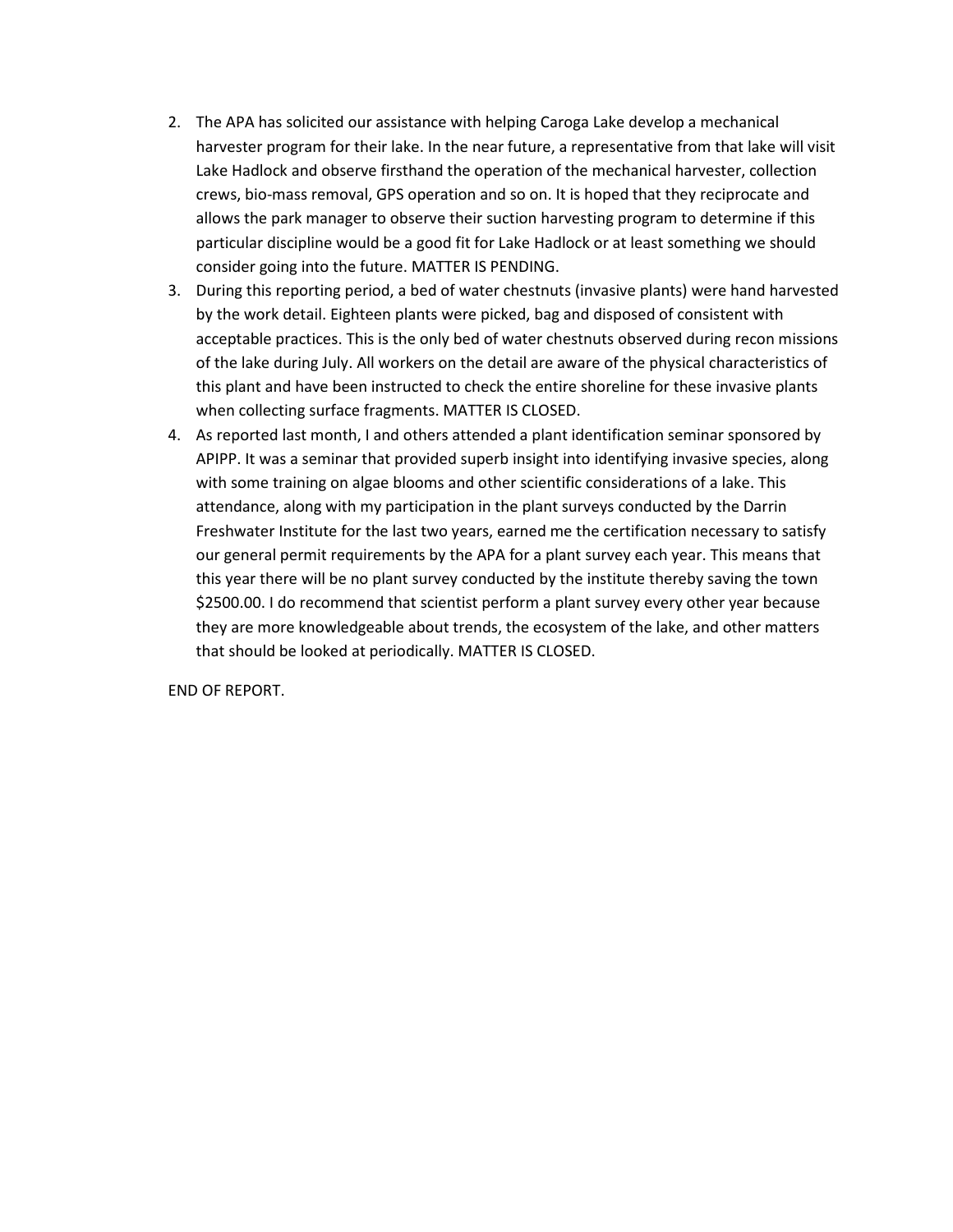2. The APA has solicited our assistance with helping Caroga Lake develop a mechanical harvester program for their lake. In the near future, a representative from that lake will visit Lake Hadlock and observe firsthand the operation of the mechanical harvester, collection crews, bio-mass removal, GPS operation and so on. It is hoped that they reciprocate and allows the park manager to observe their suction harvesting program to determine if this particular discipline would be a good fit for Lake Hadlock or at least something we should consider going into the future. MATTER IS PENDING.
3. During this reporting period, a bed of water chestnuts (invasive plants) were hand harvested by the work detail. Eighteen plants were picked, bag and disposed of consistent with acceptable practices. This is the only bed of water chestnuts observed during recon missions of the lake during July. All workers on the detail are aware of the physical characteristics of this plant and have been instructed to check the entire shoreline for these invasive plants when collecting surface fragments. MATTER IS CLOSED.
4. As reported last month, I and others attended a plant identification seminar sponsored by APIPP. It was a seminar that provided superb insight into identifying invasive species, along with some training on algae blooms and other scientific considerations of a lake. This attendance, along with my participation in the plant surveys conducted by the Darrin Freshwater Institute for the last two years, earned me the certification necessary to satisfy our general permit requirements by the APA for a plant survey each year. This means that this year there will be no plant survey conducted by the institute thereby saving the town $2500.00. I do recommend that scientist perform a plant survey every other year because they are more knowledgeable about trends, the ecosystem of the lake, and other matters that should be looked at periodically. MATTER IS CLOSED.

END OF REPORT.